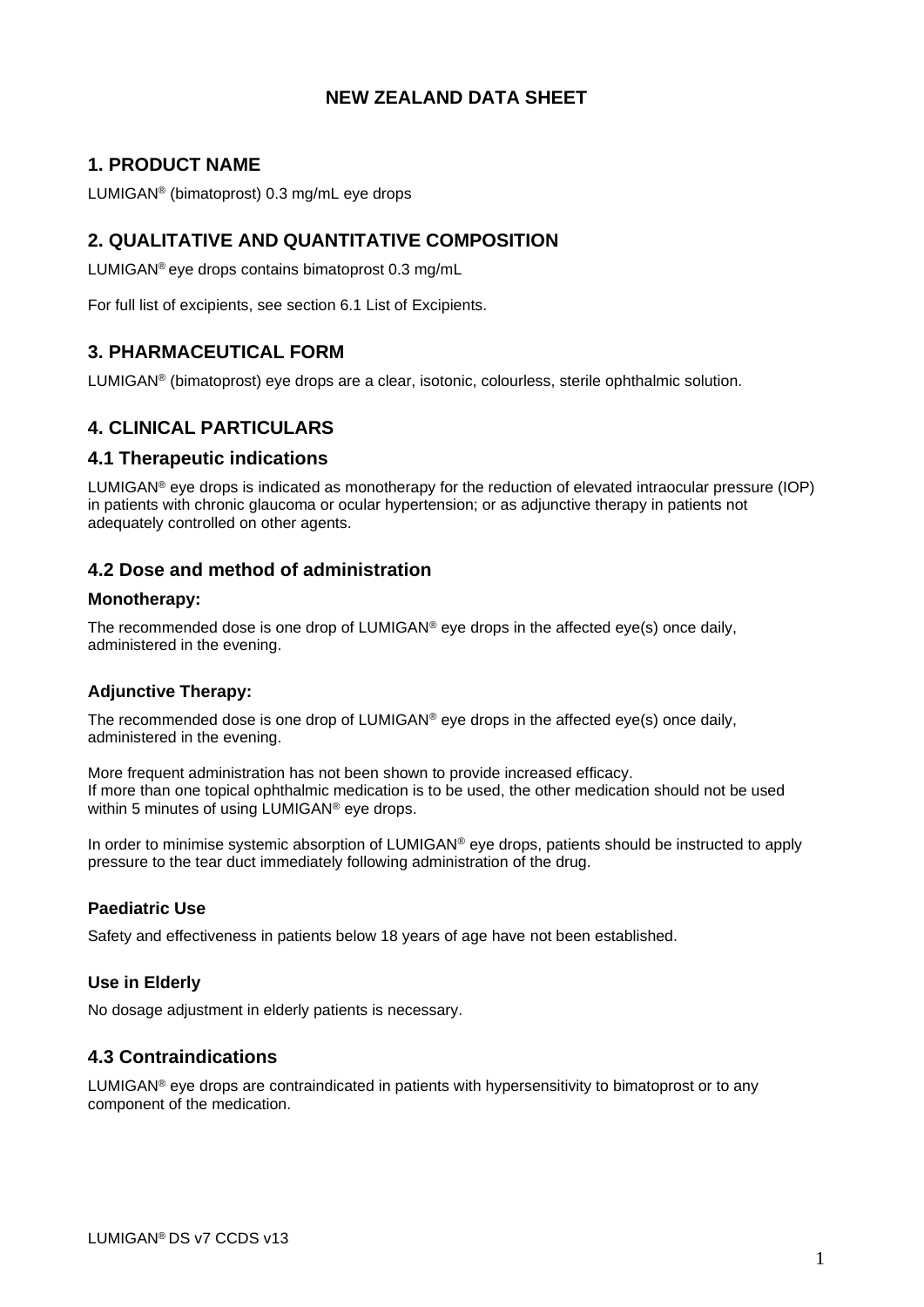# NEW ZEALAND DATA SHEET

## 1. PRODUCT NAME

LUMIGAN® (bimatoprost) 0.3 mg/mL eye drops

## 2. QUALITATIVE AND QUANTITATIVE COMPOSITION

LUMIGAN® eye drops contains bimatoprost 0.3 mg/mL

For full list of excipients, see section 6.1 List of Excipients.

## 3. PHARMACEUTICAL FORM

LUMIGAN® (bimatoprost) eye drops are a clear, isotonic, colourless, sterile ophthalmic solution.

## 4. CLINICAL PARTICULARS

### 4.1 Therapeutic indications

LUMIGAN® eye drops is indicated as monotherapy for the reduction of elevated intraocular pressure (IOP) in patients with chronic glaucoma or ocular hypertension; or as adjunctive therapy in patients not adequately controlled on other agents.

### 4.2 Dose and method of administration

#### Monotherapy:

The recommended dose is one drop of LUMIGAN® eye drops in the affected eye(s) once daily, administered in the evening.

#### Adjunctive Therapy:

The recommended dose is one drop of LUMIGAN® eye drops in the affected eye(s) once daily, administered in the evening.

More frequent administration has not been shown to provide increased efficacy.
If more than one topical ophthalmic medication is to be used, the other medication should not be used within 5 minutes of using LUMIGAN® eye drops.

In order to minimise systemic absorption of LUMIGAN® eye drops, patients should be instructed to apply pressure to the tear duct immediately following administration of the drug.

#### Paediatric Use

Safety and effectiveness in patients below 18 years of age have not been established.

#### Use in Elderly

No dosage adjustment in elderly patients is necessary.

### 4.3 Contraindications

LUMIGAN® eye drops are contraindicated in patients with hypersensitivity to bimatoprost or to any component of the medication.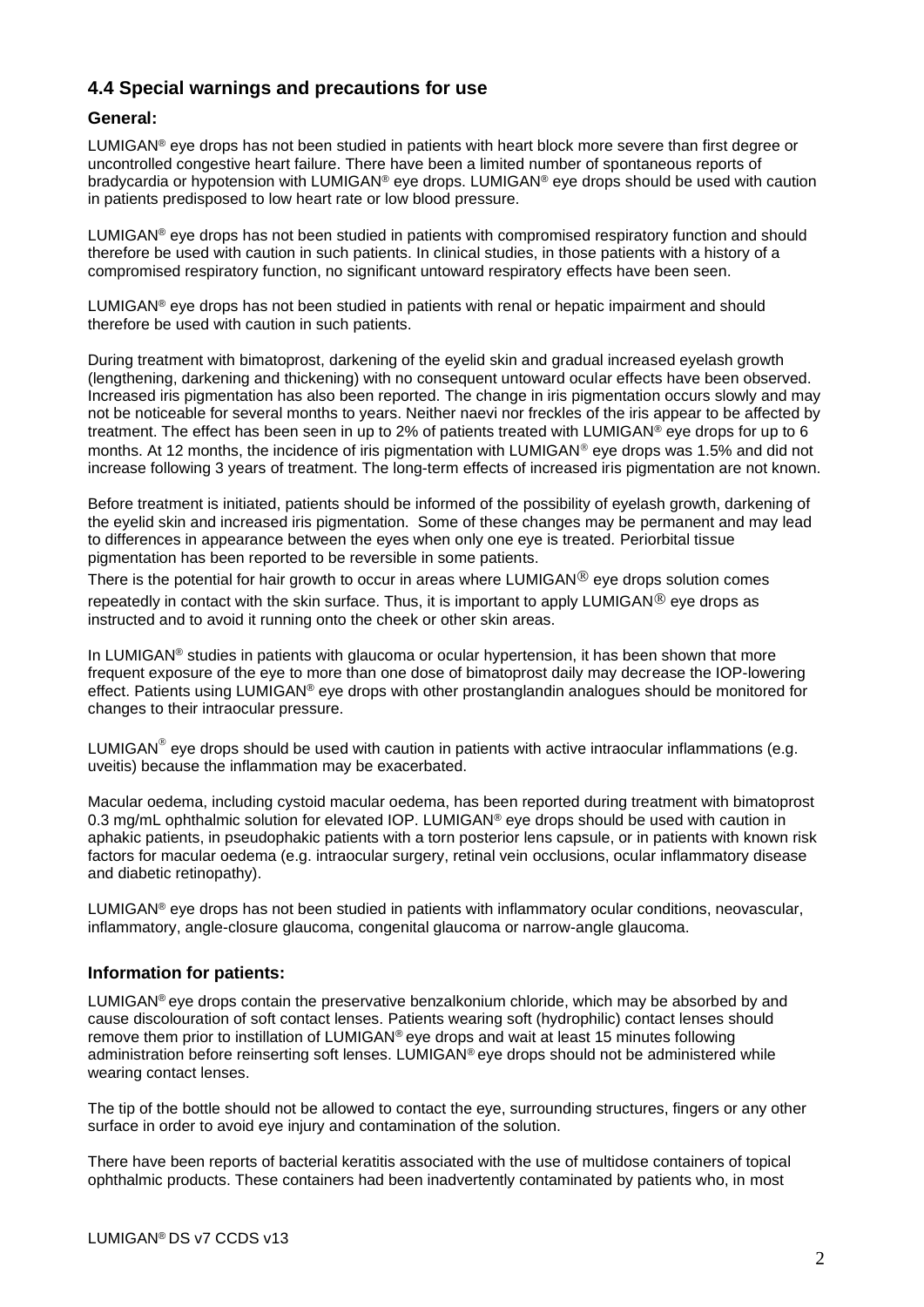## 4.4 Special warnings and precautions for use

### General:

LUMIGAN® eye drops has not been studied in patients with heart block more severe than first degree or uncontrolled congestive heart failure. There have been a limited number of spontaneous reports of bradycardia or hypotension with LUMIGAN® eye drops. LUMIGAN® eye drops should be used with caution in patients predisposed to low heart rate or low blood pressure.

LUMIGAN® eye drops has not been studied in patients with compromised respiratory function and should therefore be used with caution in such patients. In clinical studies, in those patients with a history of a compromised respiratory function, no significant untoward respiratory effects have been seen.

LUMIGAN® eye drops has not been studied in patients with renal or hepatic impairment and should therefore be used with caution in such patients.

During treatment with bimatoprost, darkening of the eyelid skin and gradual increased eyelash growth (lengthening, darkening and thickening) with no consequent untoward ocular effects have been observed. Increased iris pigmentation has also been reported. The change in iris pigmentation occurs slowly and may not be noticeable for several months to years. Neither naevi nor freckles of the iris appear to be affected by treatment. The effect has been seen in up to 2% of patients treated with LUMIGAN® eye drops for up to 6 months. At 12 months, the incidence of iris pigmentation with LUMIGAN® eye drops was 1.5% and did not increase following 3 years of treatment. The long-term effects of increased iris pigmentation are not known.

Before treatment is initiated, patients should be informed of the possibility of eyelash growth, darkening of the eyelid skin and increased iris pigmentation. Some of these changes may be permanent and may lead to differences in appearance between the eyes when only one eye is treated. Periorbital tissue pigmentation has been reported to be reversible in some patients.

There is the potential for hair growth to occur in areas where LUMIGAN® eye drops solution comes repeatedly in contact with the skin surface. Thus, it is important to apply LUMIGAN® eye drops as instructed and to avoid it running onto the cheek or other skin areas.

In LUMIGAN® studies in patients with glaucoma or ocular hypertension, it has been shown that more frequent exposure of the eye to more than one dose of bimatoprost daily may decrease the IOP-lowering effect. Patients using LUMIGAN® eye drops with other prostanglandin analogues should be monitored for changes to their intraocular pressure.

LUMIGAN® eye drops should be used with caution in patients with active intraocular inflammations (e.g. uveitis) because the inflammation may be exacerbated.

Macular oedema, including cystoid macular oedema, has been reported during treatment with bimatoprost 0.3 mg/mL ophthalmic solution for elevated IOP. LUMIGAN® eye drops should be used with caution in aphakic patients, in pseudophakic patients with a torn posterior lens capsule, or in patients with known risk factors for macular oedema (e.g. intraocular surgery, retinal vein occlusions, ocular inflammatory disease and diabetic retinopathy).

LUMIGAN® eye drops has not been studied in patients with inflammatory ocular conditions, neovascular, inflammatory, angle-closure glaucoma, congenital glaucoma or narrow-angle glaucoma.

### Information for patients:

LUMIGAN® eye drops contain the preservative benzalkonium chloride, which may be absorbed by and cause discolouration of soft contact lenses. Patients wearing soft (hydrophilic) contact lenses should remove them prior to instillation of LUMIGAN® eye drops and wait at least 15 minutes following administration before reinserting soft lenses. LUMIGAN® eye drops should not be administered while wearing contact lenses.

The tip of the bottle should not be allowed to contact the eye, surrounding structures, fingers or any other surface in order to avoid eye injury and contamination of the solution.

There have been reports of bacterial keratitis associated with the use of multidose containers of topical ophthalmic products. These containers had been inadvertently contaminated by patients who, in most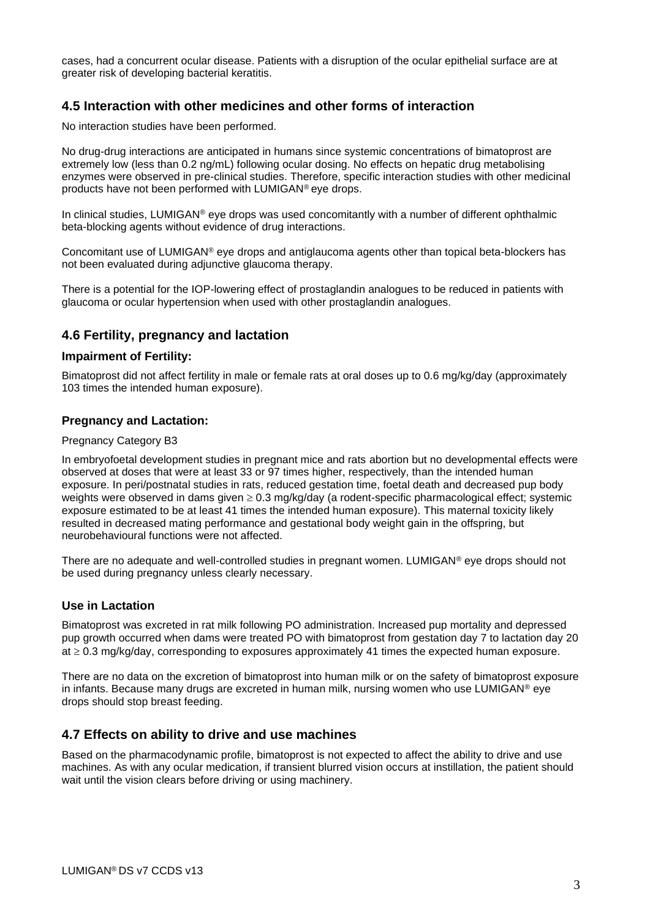cases, had a concurrent ocular disease. Patients with a disruption of the ocular epithelial surface are at greater risk of developing bacterial keratitis.

## 4.5 Interaction with other medicines and other forms of interaction

No interaction studies have been performed.

No drug-drug interactions are anticipated in humans since systemic concentrations of bimatoprost are extremely low (less than 0.2 ng/mL) following ocular dosing. No effects on hepatic drug metabolising enzymes were observed in pre-clinical studies. Therefore, specific interaction studies with other medicinal products have not been performed with LUMIGAN® eye drops.

In clinical studies, LUMIGAN® eye drops was used concomitantly with a number of different ophthalmic beta-blocking agents without evidence of drug interactions.

Concomitant use of LUMIGAN® eye drops and antiglaucoma agents other than topical beta-blockers has not been evaluated during adjunctive glaucoma therapy.

There is a potential for the IOP-lowering effect of prostaglandin analogues to be reduced in patients with glaucoma or ocular hypertension when used with other prostaglandin analogues.

## 4.6 Fertility, pregnancy and lactation

### Impairment of Fertility:

Bimatoprost did not affect fertility in male or female rats at oral doses up to 0.6 mg/kg/day (approximately 103 times the intended human exposure).

### Pregnancy and Lactation:

Pregnancy Category B3

In embryofoetal development studies in pregnant mice and rats abortion but no developmental effects were observed at doses that were at least 33 or 97 times higher, respectively, than the intended human exposure. In peri/postnatal studies in rats, reduced gestation time, foetal death and decreased pup body weights were observed in dams given $\geq$ 0.3 mg/kg/day (a rodent-specific pharmacological effect; systemic exposure estimated to be at least 41 times the intended human exposure). This maternal toxicity likely resulted in decreased mating performance and gestational body weight gain in the offspring, but neurobehavioural functions were not affected.

There are no adequate and well-controlled studies in pregnant women. LUMIGAN® eye drops should not be used during pregnancy unless clearly necessary.

### Use in Lactation

Bimatoprost was excreted in rat milk following PO administration. Increased pup mortality and depressed pup growth occurred when dams were treated PO with bimatoprost from gestation day 7 to lactation day 20 at $\geq$ 0.3 mg/kg/day, corresponding to exposures approximately 41 times the expected human exposure.

There are no data on the excretion of bimatoprost into human milk or on the safety of bimatoprost exposure in infants. Because many drugs are excreted in human milk, nursing women who use LUMIGAN® eye drops should stop breast feeding.

## 4.7 Effects on ability to drive and use machines

Based on the pharmacodynamic profile, bimatoprost is not expected to affect the ability to drive and use machines. As with any ocular medication, if transient blurred vision occurs at instillation, the patient should wait until the vision clears before driving or using machinery.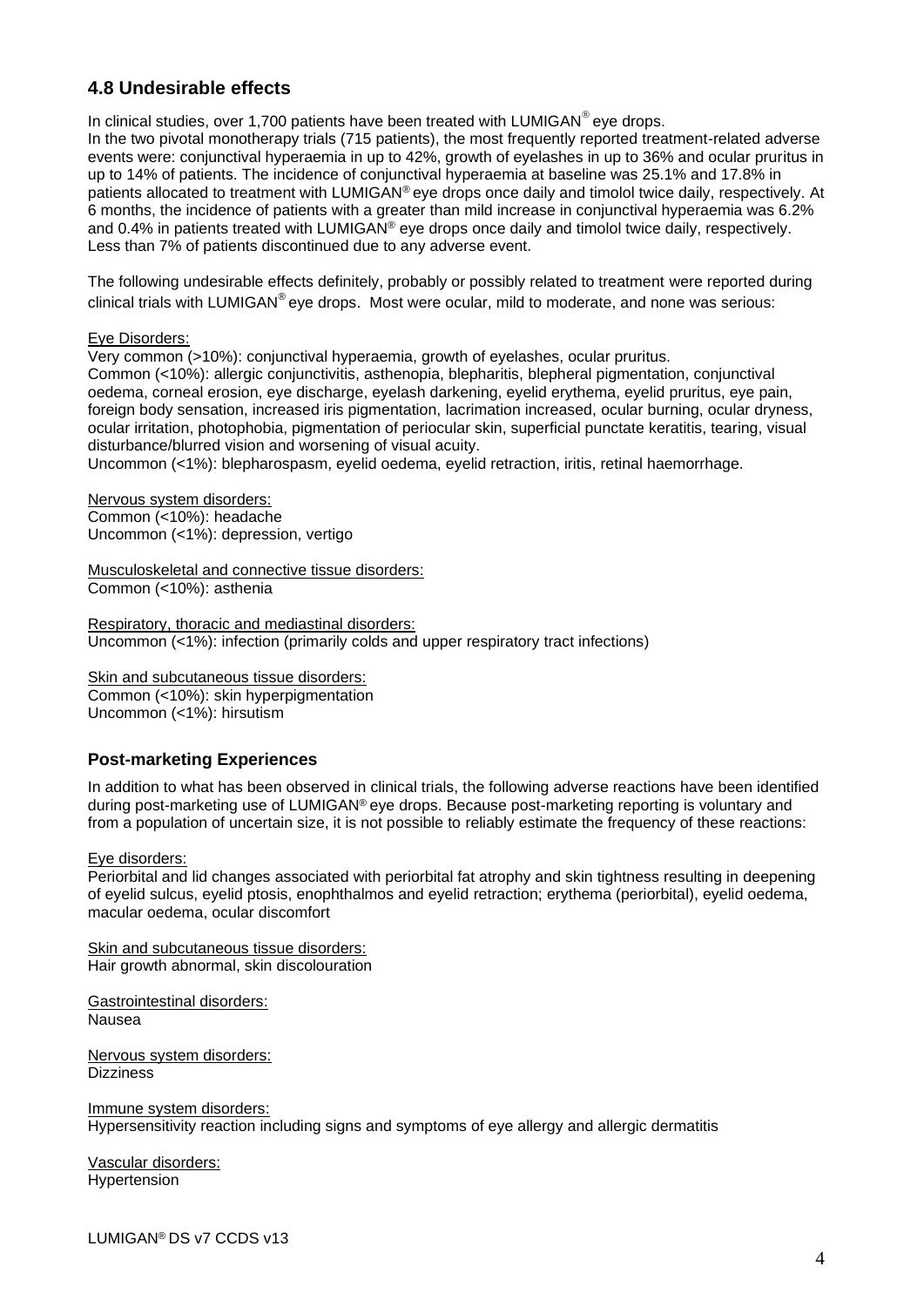## 4.8 Undesirable effects

In clinical studies, over 1,700 patients have been treated with LUMIGAN® eye drops.
In the two pivotal monotherapy trials (715 patients), the most frequently reported treatment-related adverse events were: conjunctival hyperaemia in up to 42%, growth of eyelashes in up to 36% and ocular pruritus in up to 14% of patients. The incidence of conjunctival hyperaemia at baseline was 25.1% and 17.8% in patients allocated to treatment with LUMIGAN® eye drops once daily and timolol twice daily, respectively. At 6 months, the incidence of patients with a greater than mild increase in conjunctival hyperaemia was 6.2% and 0.4% in patients treated with LUMIGAN® eye drops once daily and timolol twice daily, respectively. Less than 7% of patients discontinued due to any adverse event.

The following undesirable effects definitely, probably or possibly related to treatment were reported during clinical trials with LUMIGAN® eye drops. Most were ocular, mild to moderate, and none was serious:

Eye Disorders:
Very common (>10%): conjunctival hyperaemia, growth of eyelashes, ocular pruritus.
Common (<10%): allergic conjunctivitis, asthenopia, blepharitis, blepheral pigmentation, conjunctival oedema, corneal erosion, eye discharge, eyelash darkening, eyelid erythema, eyelid pruritus, eye pain, foreign body sensation, increased iris pigmentation, lacrimation increased, ocular burning, ocular dryness, ocular irritation, photophobia, pigmentation of periocular skin, superficial punctate keratitis, tearing, visual disturbance/blurred vision and worsening of visual acuity.
Uncommon (<1%): blepharospasm, eyelid oedema, eyelid retraction, iritis, retinal haemorrhage.

Nervous system disorders:
Common (<10%): headache
Uncommon (<1%): depression, vertigo

Musculoskeletal and connective tissue disorders:
Common (<10%): asthenia

Respiratory, thoracic and mediastinal disorders:
Uncommon (<1%): infection (primarily colds and upper respiratory tract infections)

Skin and subcutaneous tissue disorders:
Common (<10%): skin hyperpigmentation
Uncommon (<1%): hirsutism

### Post-marketing Experiences

In addition to what has been observed in clinical trials, the following adverse reactions have been identified during post-marketing use of LUMIGAN® eye drops. Because post-marketing reporting is voluntary and from a population of uncertain size, it is not possible to reliably estimate the frequency of these reactions:

Eye disorders:
Periorbital and lid changes associated with periorbital fat atrophy and skin tightness resulting in deepening of eyelid sulcus, eyelid ptosis, enophthalmos and eyelid retraction; erythema (periorbital), eyelid oedema, macular oedema, ocular discomfort

Skin and subcutaneous tissue disorders:
Hair growth abnormal, skin discolouration

Gastrointestinal disorders:
Nausea

Nervous system disorders:
Dizziness

Immune system disorders:
Hypersensitivity reaction including signs and symptoms of eye allergy and allergic dermatitis

Vascular disorders:
Hypertension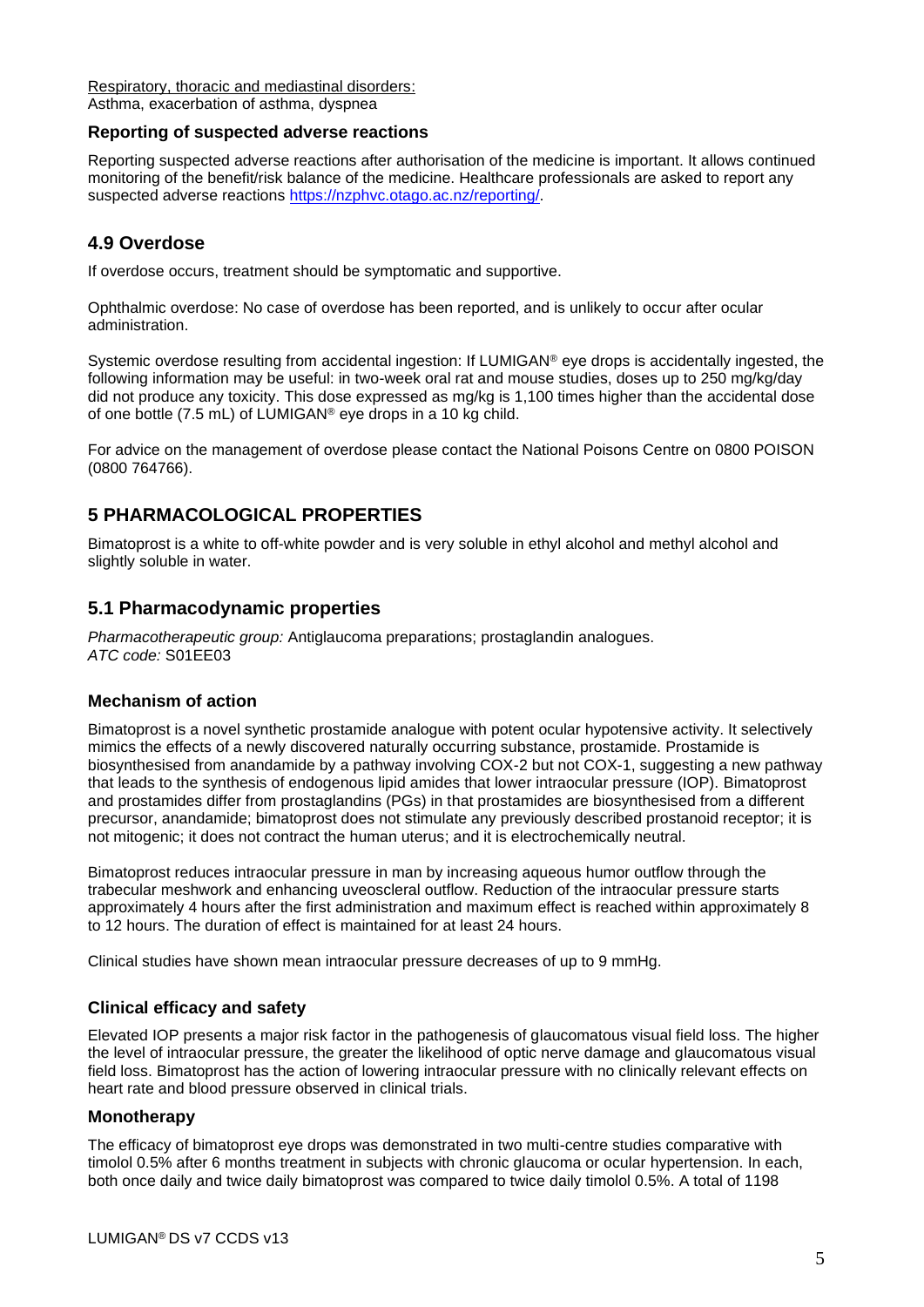Respiratory, thoracic and mediastinal disorders:
Asthma, exacerbation of asthma, dyspnea

### Reporting of suspected adverse reactions

Reporting suspected adverse reactions after authorisation of the medicine is important. It allows continued monitoring of the benefit/risk balance of the medicine. Healthcare professionals are asked to report any suspected adverse reactions https://nzphvc.otago.ac.nz/reporting/.

## 4.9 Overdose

If overdose occurs, treatment should be symptomatic and supportive.

Ophthalmic overdose: No case of overdose has been reported, and is unlikely to occur after ocular administration.

Systemic overdose resulting from accidental ingestion: If LUMIGAN® eye drops is accidentally ingested, the following information may be useful: in two-week oral rat and mouse studies, doses up to 250 mg/kg/day did not produce any toxicity. This dose expressed as mg/kg is 1,100 times higher than the accidental dose of one bottle (7.5 mL) of LUMIGAN® eye drops in a 10 kg child.

For advice on the management of overdose please contact the National Poisons Centre on 0800 POISON (0800 764766).

# 5 PHARMACOLOGICAL PROPERTIES

Bimatoprost is a white to off-white powder and is very soluble in ethyl alcohol and methyl alcohol and slightly soluble in water.

## 5.1 Pharmacodynamic properties

*Pharmacotherapeutic group:* Antiglaucoma preparations; prostaglandin analogues.
*ATC code:* S01EE03

### Mechanism of action

Bimatoprost is a novel synthetic prostamide analogue with potent ocular hypotensive activity. It selectively mimics the effects of a newly discovered naturally occurring substance, prostamide. Prostamide is biosynthesised from anandamide by a pathway involving COX-2 but not COX-1, suggesting a new pathway that leads to the synthesis of endogenous lipid amides that lower intraocular pressure (IOP). Bimatoprost and prostamides differ from prostaglandins (PGs) in that prostamides are biosynthesised from a different precursor, anandamide; bimatoprost does not stimulate any previously described prostanoid receptor; it is not mitogenic; it does not contract the human uterus; and it is electrochemically neutral.

Bimatoprost reduces intraocular pressure in man by increasing aqueous humor outflow through the trabecular meshwork and enhancing uveoscleral outflow. Reduction of the intraocular pressure starts approximately 4 hours after the first administration and maximum effect is reached within approximately 8 to 12 hours. The duration of effect is maintained for at least 24 hours.

Clinical studies have shown mean intraocular pressure decreases of up to 9 mmHg.

### Clinical efficacy and safety

Elevated IOP presents a major risk factor in the pathogenesis of glaucomatous visual field loss. The higher the level of intraocular pressure, the greater the likelihood of optic nerve damage and glaucomatous visual field loss. Bimatoprost has the action of lowering intraocular pressure with no clinically relevant effects on heart rate and blood pressure observed in clinical trials.

### Monotherapy

The efficacy of bimatoprost eye drops was demonstrated in two multi-centre studies comparative with timolol 0.5% after 6 months treatment in subjects with chronic glaucoma or ocular hypertension. In each, both once daily and twice daily bimatoprost was compared to twice daily timolol 0.5%. A total of 1198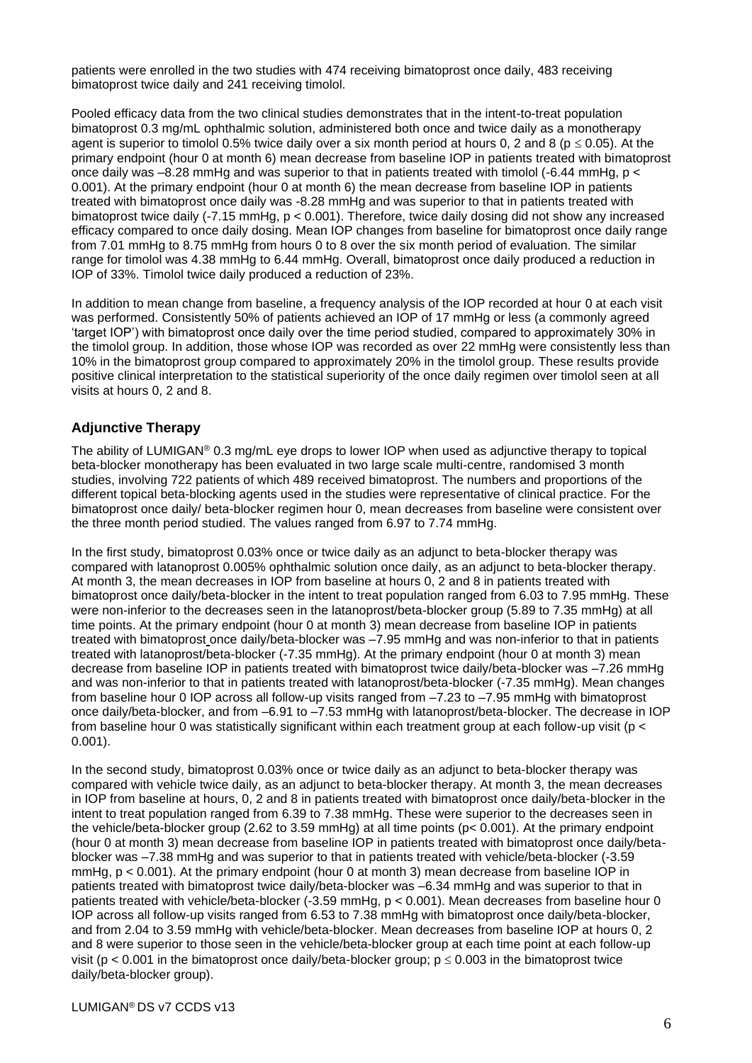patients were enrolled in the two studies with 474 receiving bimatoprost once daily, 483 receiving bimatoprost twice daily and 241 receiving timolol.

Pooled efficacy data from the two clinical studies demonstrates that in the intent-to-treat population bimatoprost 0.3 mg/mL ophthalmic solution, administered both once and twice daily as a monotherapy agent is superior to timolol 0.5% twice daily over a six month period at hours 0, 2 and 8 ($p \leq 0.05$). At the primary endpoint (hour 0 at month 6) mean decrease from baseline IOP in patients treated with bimatoprost once daily was –8.28 mmHg and was superior to that in patients treated with timolol (-6.44 mmHg, $p < 0.001$). At the primary endpoint (hour 0 at month 6) the mean decrease from baseline IOP in patients treated with bimatoprost once daily was -8.28 mmHg and was superior to that in patients treated with bimatoprost twice daily (-7.15 mmHg, $p < 0.001$). Therefore, twice daily dosing did not show any increased efficacy compared to once daily dosing. Mean IOP changes from baseline for bimatoprost once daily range from 7.01 mmHg to 8.75 mmHg from hours 0 to 8 over the six month period of evaluation. The similar range for timolol was 4.38 mmHg to 6.44 mmHg. Overall, bimatoprost once daily produced a reduction in IOP of 33%. Timolol twice daily produced a reduction of 23%.

In addition to mean change from baseline, a frequency analysis of the IOP recorded at hour 0 at each visit was performed. Consistently 50% of patients achieved an IOP of 17 mmHg or less (a commonly agreed 'target IOP') with bimatoprost once daily over the time period studied, compared to approximately 30% in the timolol group. In addition, those whose IOP was recorded as over 22 mmHg were consistently less than 10% in the bimatoprost group compared to approximately 20% in the timolol group. These results provide positive clinical interpretation to the statistical superiority of the once daily regimen over timolol seen at all visits at hours 0, 2 and 8.

## Adjunctive Therapy

The ability of LUMIGAN® 0.3 mg/mL eye drops to lower IOP when used as adjunctive therapy to topical beta-blocker monotherapy has been evaluated in two large scale multi-centre, randomised 3 month studies, involving 722 patients of which 489 received bimatoprost. The numbers and proportions of the different topical beta-blocking agents used in the studies were representative of clinical practice. For the bimatoprost once daily/ beta-blocker regimen hour 0, mean decreases from baseline were consistent over the three month period studied. The values ranged from 6.97 to 7.74 mmHg.

In the first study, bimatoprost 0.03% once or twice daily as an adjunct to beta-blocker therapy was compared with latanoprost 0.005% ophthalmic solution once daily, as an adjunct to beta-blocker therapy. At month 3, the mean decreases in IOP from baseline at hours 0, 2 and 8 in patients treated with bimatoprost once daily/beta-blocker in the intent to treat population ranged from 6.03 to 7.95 mmHg. These were non-inferior to the decreases seen in the latanoprost/beta-blocker group (5.89 to 7.35 mmHg) at all time points. At the primary endpoint (hour 0 at month 3) mean decrease from baseline IOP in patients treated with bimatoprost once daily/beta-blocker was –7.95 mmHg and was non-inferior to that in patients treated with latanoprost/beta-blocker (-7.35 mmHg). At the primary endpoint (hour 0 at month 3) mean decrease from baseline IOP in patients treated with bimatoprost twice daily/beta-blocker was –7.26 mmHg and was non-inferior to that in patients treated with latanoprost/beta-blocker (-7.35 mmHg). Mean changes from baseline hour 0 IOP across all follow-up visits ranged from –7.23 to –7.95 mmHg with bimatoprost once daily/beta-blocker, and from –6.91 to –7.53 mmHg with latanoprost/beta-blocker. The decrease in IOP from baseline hour 0 was statistically significant within each treatment group at each follow-up visit ($p < 0.001$).

In the second study, bimatoprost 0.03% once or twice daily as an adjunct to beta-blocker therapy was compared with vehicle twice daily, as an adjunct to beta-blocker therapy. At month 3, the mean decreases in IOP from baseline at hours, 0, 2 and 8 in patients treated with bimatoprost once daily/beta-blocker in the intent to treat population ranged from 6.39 to 7.38 mmHg. These were superior to the decreases seen in the vehicle/beta-blocker group (2.62 to 3.59 mmHg) at all time points ($p < 0.001$). At the primary endpoint (hour 0 at month 3) mean decrease from baseline IOP in patients treated with bimatoprost once daily/beta-blocker was –7.38 mmHg and was superior to that in patients treated with vehicle/beta-blocker (-3.59 mmHg, $p < 0.001$). At the primary endpoint (hour 0 at month 3) mean decrease from baseline IOP in patients treated with bimatoprost twice daily/beta-blocker was –6.34 mmHg and was superior to that in patients treated with vehicle/beta-blocker (-3.59 mmHg, $p < 0.001$). Mean decreases from baseline hour 0 IOP across all follow-up visits ranged from 6.53 to 7.38 mmHg with bimatoprost once daily/beta-blocker, and from 2.04 to 3.59 mmHg with vehicle/beta-blocker. Mean decreases from baseline IOP at hours 0, 2 and 8 were superior to those seen in the vehicle/beta-blocker group at each time point at each follow-up visit ($p < 0.001$ in the bimatoprost once daily/beta-blocker group; $p \leq 0.003$ in the bimatoprost twice daily/beta-blocker group).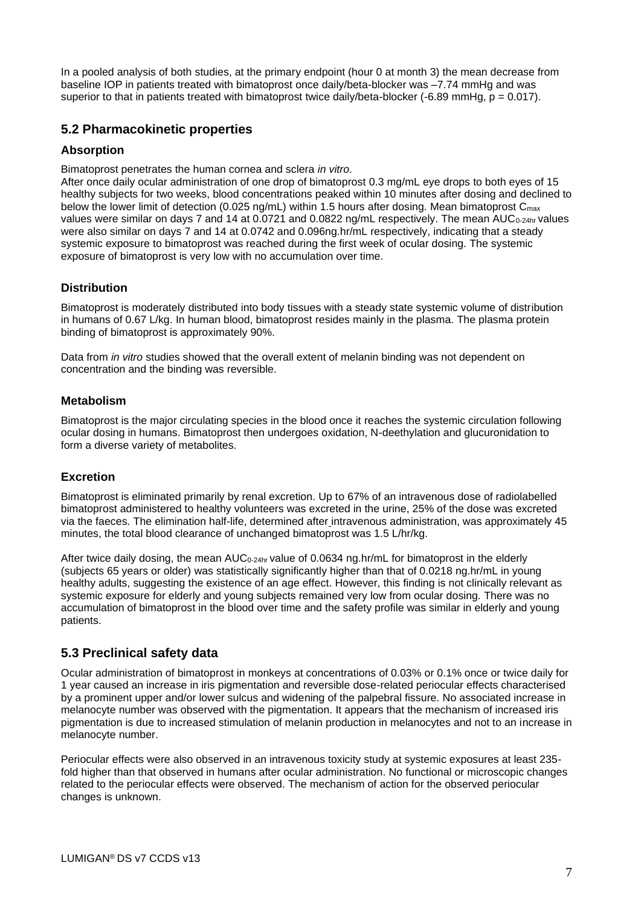In a pooled analysis of both studies, at the primary endpoint (hour 0 at month 3) the mean decrease from baseline IOP in patients treated with bimatoprost once daily/beta-blocker was –7.74 mmHg and was superior to that in patients treated with bimatoprost twice daily/beta-blocker (-6.89 mmHg, $p = 0.017$).

## 5.2 Pharmacokinetic properties

### Absorption

Bimatoprost penetrates the human cornea and sclera *in vitro*.
After once daily ocular administration of one drop of bimatoprost 0.3 mg/mL eye drops to both eyes of 15 healthy subjects for two weeks, blood concentrations peaked within 10 minutes after dosing and declined to below the lower limit of detection (0.025 ng/mL) within 1.5 hours after dosing. Mean bimatoprost $C_{max}$ values were similar on days 7 and 14 at 0.0721 and 0.0822 ng/mL respectively. The mean $AUC_{0\text{-}24hr}$ values were also similar on days 7 and 14 at 0.0742 and 0.096ng.hr/mL respectively, indicating that a steady systemic exposure to bimatoprost was reached during the first week of ocular dosing. The systemic exposure of bimatoprost is very low with no accumulation over time.

### Distribution

Bimatoprost is moderately distributed into body tissues with a steady state systemic volume of distribution in humans of 0.67 L/kg. In human blood, bimatoprost resides mainly in the plasma. The plasma protein binding of bimatoprost is approximately 90%.

Data from *in vitro* studies showed that the overall extent of melanin binding was not dependent on concentration and the binding was reversible.

### Metabolism

Bimatoprost is the major circulating species in the blood once it reaches the systemic circulation following ocular dosing in humans. Bimatoprost then undergoes oxidation, N-deethylation and glucuronidation to form a diverse variety of metabolites.

### Excretion

Bimatoprost is eliminated primarily by renal excretion. Up to 67% of an intravenous dose of radiolabelled bimatoprost administered to healthy volunteers was excreted in the urine, 25% of the dose was excreted via the faeces. The elimination half-life, determined after intravenous administration, was approximately 45 minutes, the total blood clearance of unchanged bimatoprost was 1.5 L/hr/kg.

After twice daily dosing, the mean $AUC_{0\text{-}24hr}$ value of 0.0634 ng.hr/mL for bimatoprost in the elderly (subjects 65 years or older) was statistically significantly higher than that of 0.0218 ng.hr/mL in young healthy adults, suggesting the existence of an age effect. However, this finding is not clinically relevant as systemic exposure for elderly and young subjects remained very low from ocular dosing. There was no accumulation of bimatoprost in the blood over time and the safety profile was similar in elderly and young patients.

## 5.3 Preclinical safety data

Ocular administration of bimatoprost in monkeys at concentrations of 0.03% or 0.1% once or twice daily for 1 year caused an increase in iris pigmentation and reversible dose-related periocular effects characterised by a prominent upper and/or lower sulcus and widening of the palpebral fissure. No associated increase in melanocyte number was observed with the pigmentation. It appears that the mechanism of increased iris pigmentation is due to increased stimulation of melanin production in melanocytes and not to an increase in melanocyte number.

Periocular effects were also observed in an intravenous toxicity study at systemic exposures at least 235-fold higher than that observed in humans after ocular administration. No functional or microscopic changes related to the periocular effects were observed. The mechanism of action for the observed periocular changes is unknown.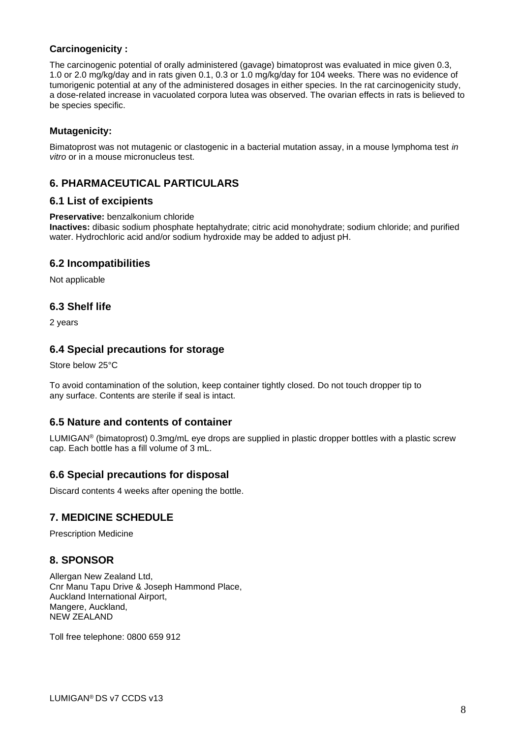**Carcinogenicity :**

The carcinogenic potential of orally administered (gavage) bimatoprost was evaluated in mice given 0.3, 1.0 or 2.0 mg/kg/day and in rats given 0.1, 0.3 or 1.0 mg/kg/day for 104 weeks. There was no evidence of tumorigenic potential at any of the administered dosages in either species. In the rat carcinogenicity study, a dose-related increase in vacuolated corpora lutea was observed. The ovarian effects in rats is believed to be species specific.

**Mutagenicity:**

Bimatoprost was not mutagenic or clastogenic in a bacterial mutation assay, in a mouse lymphoma test *in vitro* or in a mouse micronucleus test.

## 6. PHARMACEUTICAL PARTICULARS

### 6.1 List of excipients

**Preservative:** benzalkonium chloride
**Inactives:** dibasic sodium phosphate heptahydrate; citric acid monohydrate; sodium chloride; and purified water. Hydrochloric acid and/or sodium hydroxide may be added to adjust pH.

### 6.2 Incompatibilities

Not applicable

### 6.3 Shelf life

2 years

### 6.4 Special precautions for storage

Store below 25°C

To avoid contamination of the solution, keep container tightly closed. Do not touch dropper tip to any surface. Contents are sterile if seal is intact.

### 6.5 Nature and contents of container

LUMIGAN® (bimatoprost) 0.3mg/mL eye drops are supplied in plastic dropper bottles with a plastic screw cap. Each bottle has a fill volume of 3 mL.

### 6.6 Special precautions for disposal

Discard contents 4 weeks after opening the bottle.

## 7. MEDICINE SCHEDULE

Prescription Medicine

## 8. SPONSOR

Allergan New Zealand Ltd,
Cnr Manu Tapu Drive & Joseph Hammond Place,
Auckland International Airport,
Mangere, Auckland,
NEW ZEALAND

Toll free telephone: 0800 659 912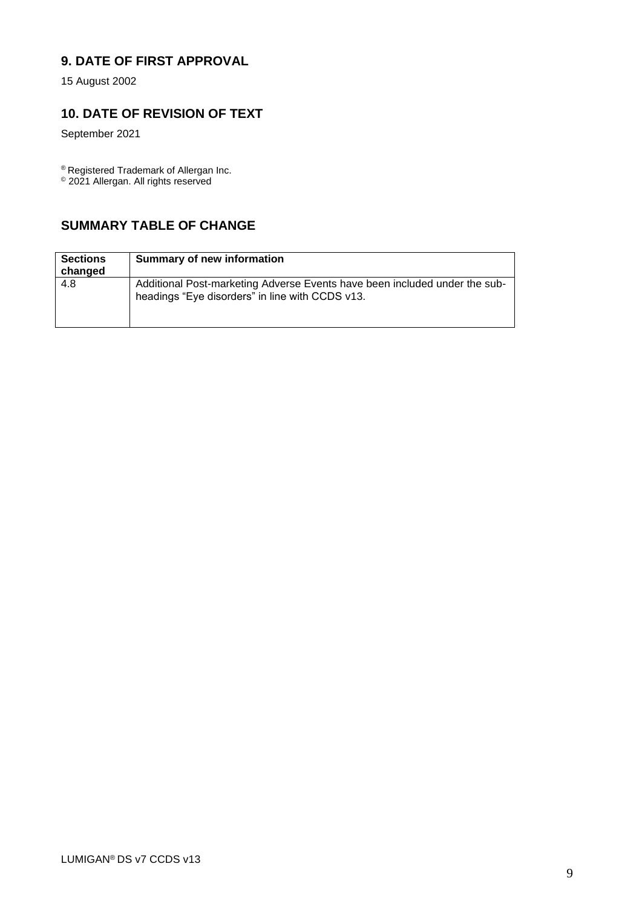## 9. DATE OF FIRST APPROVAL

15 August 2002

## 10. DATE OF REVISION OF TEXT

September 2021

® Registered Trademark of Allergan Inc.
© 2021 Allergan. All rights reserved

## SUMMARY TABLE OF CHANGE

| Sections changed | Summary of new information |
|---|---|
| 4.8 | Additional Post-marketing Adverse Events have been included under the sub-headings “Eye disorders” in line with CCDS v13. |

LUMIGAN® DS v7 CCDS v13